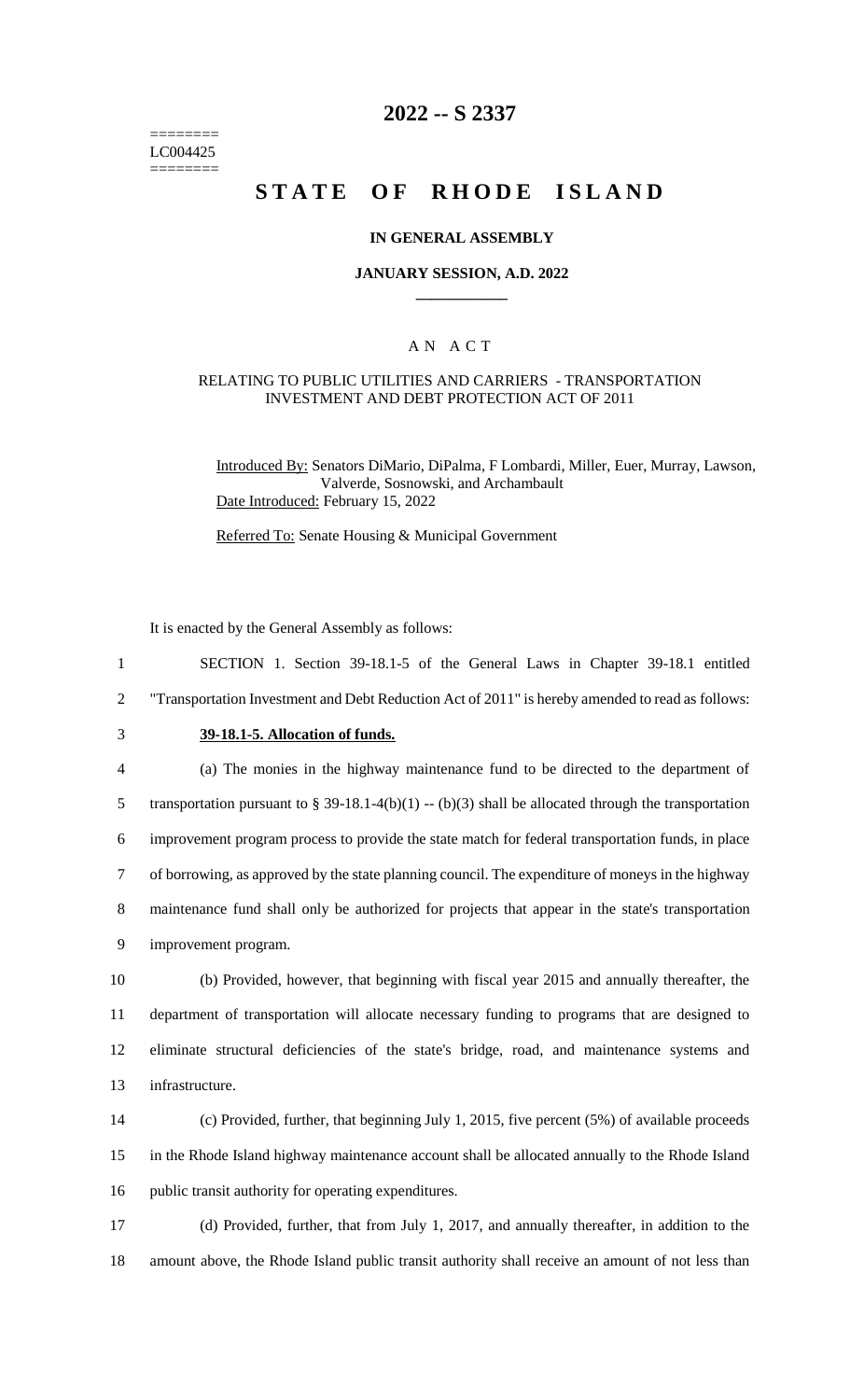========
LC004425
========

# 2022 -- S 2337

# STATE OF RHODE ISLAND

**IN GENERAL ASSEMBLY**

**JANUARY SESSION, A.D. 2022**

____________

A N A C T

RELATING TO PUBLIC UTILITIES AND CARRIERS - TRANSPORTATION INVESTMENT AND DEBT PROTECTION ACT OF 2011

Introduced By: Senators DiMario, DiPalma, F Lombardi, Miller, Euer, Murray, Lawson, Valverde, Sosnowski, and Archambault

Date Introduced: February 15, 2022

Referred To: Senate Housing & Municipal Government

It is enacted by the General Assembly as follows:

1 SECTION 1. Section 39-18.1-5 of the General Laws in Chapter 39-18.1 entitled
2 "Transportation Investment and Debt Reduction Act of 2011" is hereby amended to read as follows:

3 **39-18.1-5. Allocation of funds.**

4 (a) The monies in the highway maintenance fund to be directed to the department of
5 transportation pursuant to § 39-18.1-4(b)(1) -- (b)(3) shall be allocated through the transportation
6 improvement program process to provide the state match for federal transportation funds, in place
7 of borrowing, as approved by the state planning council. The expenditure of moneys in the highway
8 maintenance fund shall only be authorized for projects that appear in the state's transportation
9 improvement program.

10 (b) Provided, however, that beginning with fiscal year 2015 and annually thereafter, the
11 department of transportation will allocate necessary funding to programs that are designed to
12 eliminate structural deficiencies of the state's bridge, road, and maintenance systems and
13 infrastructure.

14 (c) Provided, further, that beginning July 1, 2015, five percent (5%) of available proceeds
15 in the Rhode Island highway maintenance account shall be allocated annually to the Rhode Island
16 public transit authority for operating expenditures.

17 (d) Provided, further, that from July 1, 2017, and annually thereafter, in addition to the
18 amount above, the Rhode Island public transit authority shall receive an amount of not less than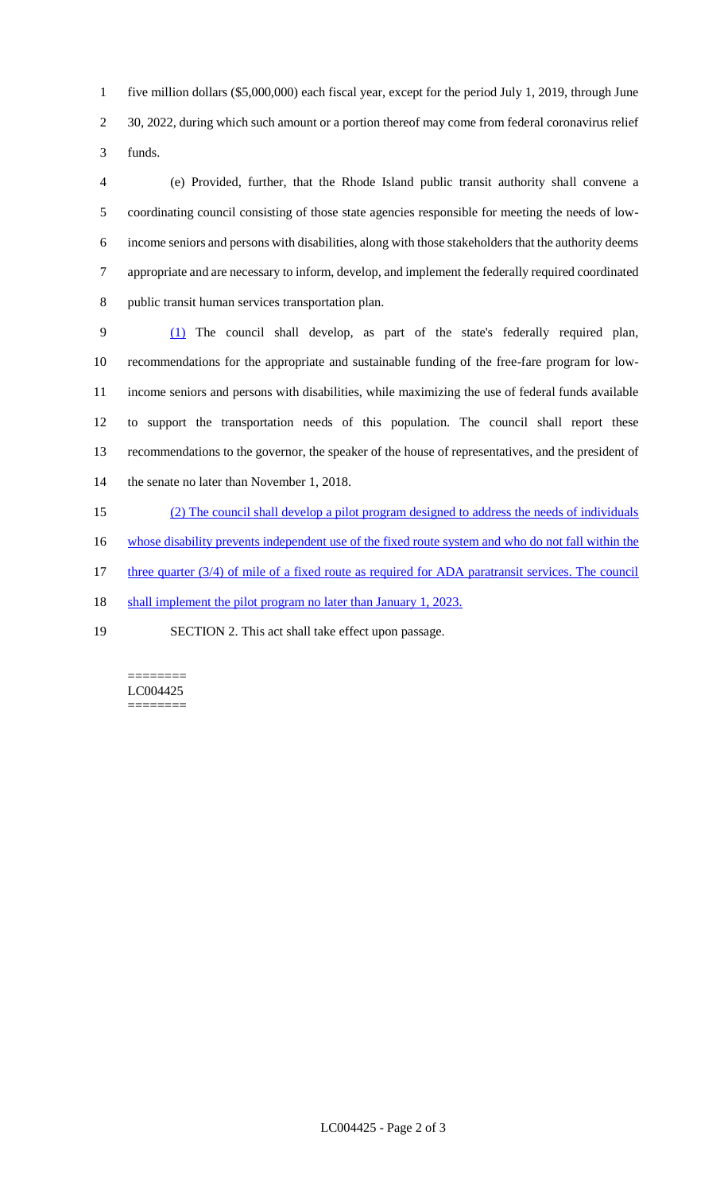five million dollars ($5,000,000) each fiscal year, except for the period July 1, 2019, through June 30, 2022, during which such amount or a portion thereof may come from federal coronavirus relief funds.

(e) Provided, further, that the Rhode Island public transit authority shall convene a coordinating council consisting of those state agencies responsible for meeting the needs of low-income seniors and persons with disabilities, along with those stakeholders that the authority deems appropriate and are necessary to inform, develop, and implement the federally required coordinated public transit human services transportation plan.

(1) The council shall develop, as part of the state's federally required plan, recommendations for the appropriate and sustainable funding of the free-fare program for low-income seniors and persons with disabilities, while maximizing the use of federal funds available to support the transportation needs of this population. The council shall report these recommendations to the governor, the speaker of the house of representatives, and the president of the senate no later than November 1, 2018.

(2) The council shall develop a pilot program designed to address the needs of individuals whose disability prevents independent use of the fixed route system and who do not fall within the three quarter (3/4) of mile of a fixed route as required for ADA paratransit services. The council shall implement the pilot program no later than January 1, 2023.

SECTION 2. This act shall take effect upon passage.

========
LC004425
========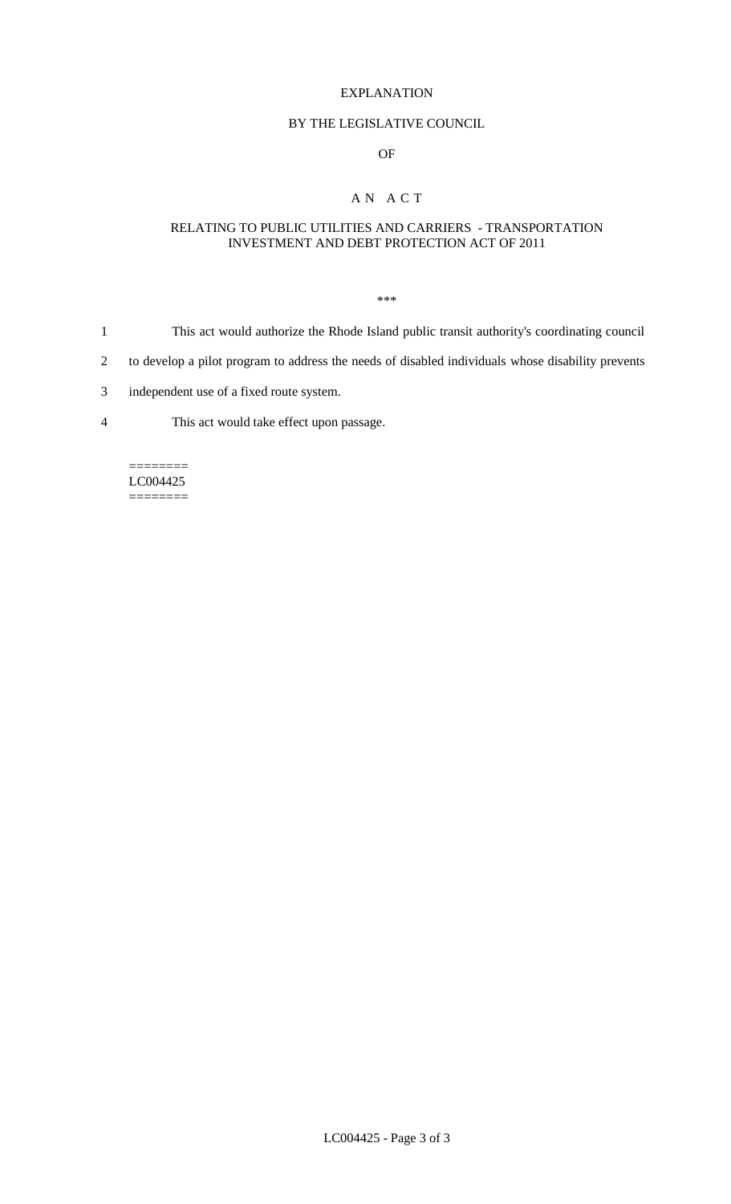EXPLANATION

BY THE LEGISLATIVE COUNCIL

OF

A N A C T

RELATING TO PUBLIC UTILITIES AND CARRIERS - TRANSPORTATION INVESTMENT AND DEBT PROTECTION ACT OF 2011

\*\*\*

1 This act would authorize the Rhode Island public transit authority's coordinating council
2 to develop a pilot program to address the needs of disabled individuals whose disability prevents
3 independent use of a fixed route system.
4 This act would take effect upon passage.

========
LC004425
========